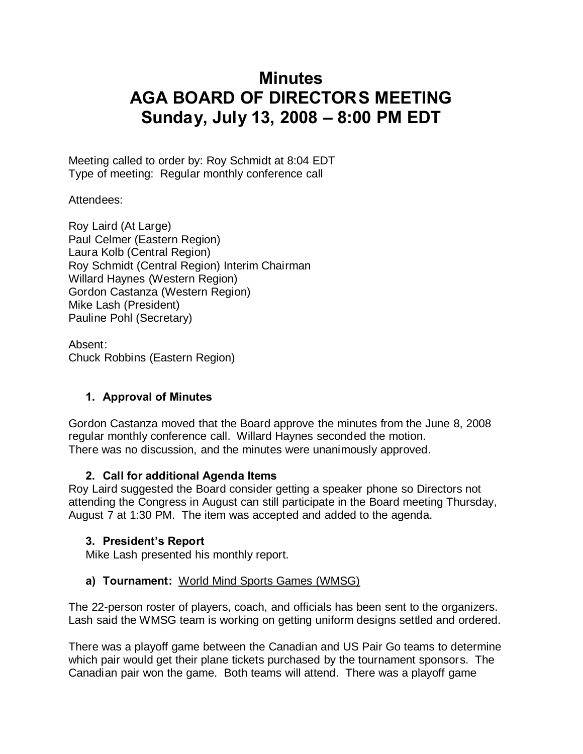# Minutes
# AGA BOARD OF DIRECTORS MEETING
# Sunday, July 13, 2008 – 8:00 PM EDT

Meeting called to order by: Roy Schmidt at 8:04 EDT
Type of meeting: Regular monthly conference call

Attendees:

Roy Laird (At Large)
Paul Celmer (Eastern Region)
Laura Kolb (Central Region)
Roy Schmidt (Central Region) Interim Chairman
Willard Haynes (Western Region)
Gordon Castanza (Western Region)
Mike Lash (President)
Pauline Pohl (Secretary)

Absent:
Chuck Robbins (Eastern Region)

### 1. Approval of Minutes

Gordon Castanza moved that the Board approve the minutes from the June 8, 2008 regular monthly conference call. Willard Haynes seconded the motion. There was no discussion, and the minutes were unanimously approved.

### 2. Call for additional Agenda Items

Roy Laird suggested the Board consider getting a speaker phone so Directors not attending the Congress in August can still participate in the Board meeting Thursday, August 7 at 1:30 PM. The item was accepted and added to the agenda.

### 3. President's Report

Mike Lash presented his monthly report.

#### a) Tournament: World Mind Sports Games (WMSG)

The 22-person roster of players, coach, and officials has been sent to the organizers. Lash said the WMSG team is working on getting uniform designs settled and ordered.

There was a playoff game between the Canadian and US Pair Go teams to determine which pair would get their plane tickets purchased by the tournament sponsors. The Canadian pair won the game. Both teams will attend. There was a playoff game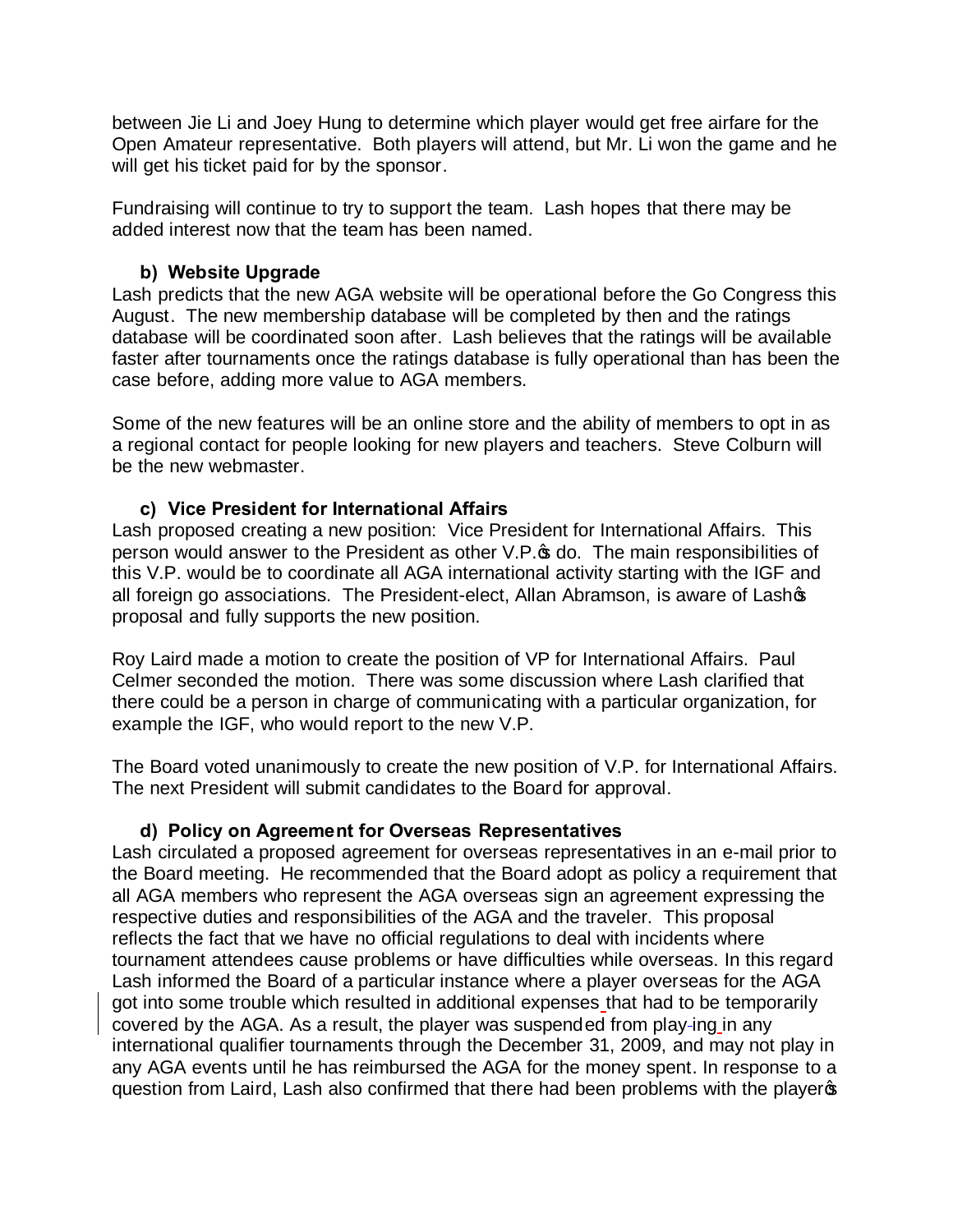between Jie Li and Joey Hung to determine which player would get free airfare for the Open Amateur representative. Both players will attend, but Mr. Li won the game and he will get his ticket paid for by the sponsor.

Fundraising will continue to try to support the team. Lash hopes that there may be added interest now that the team has been named.

### b) Website Upgrade

Lash predicts that the new AGA website will be operational before the Go Congress this August. The new membership database will be completed by then and the ratings database will be coordinated soon after. Lash believes that the ratings will be available faster after tournaments once the ratings database is fully operational than has been the case before, adding more value to AGA members.

Some of the new features will be an online store and the ability of members to opt in as a regional contact for people looking for new players and teachers. Steve Colburn will be the new webmaster.

### c) Vice President for International Affairs

Lash proposed creating a new position: Vice President for International Affairs. This person would answer to the President as other V.P.'s do. The main responsibilities of this V.P. would be to coordinate all AGA international activity starting with the IGF and all foreign go associations. The President-elect, Allan Abramson, is aware of Lash's proposal and fully supports the new position.

Roy Laird made a motion to create the position of VP for International Affairs. Paul Celmer seconded the motion. There was some discussion where Lash clarified that there could be a person in charge of communicating with a particular organization, for example the IGF, who would report to the new V.P.

The Board voted unanimously to create the new position of V.P. for International Affairs. The next President will submit candidates to the Board for approval.

### d) Policy on Agreement for Overseas Representatives

Lash circulated a proposed agreement for overseas representatives in an e-mail prior to the Board meeting. He recommended that the Board adopt as policy a requirement that all AGA members who represent the AGA overseas sign an agreement expressing the respective duties and responsibilities of the AGA and the traveler. This proposal reflects the fact that we have no official regulations to deal with incidents where tournament attendees cause problems or have difficulties while overseas. In this regard Lash informed the Board of a particular instance where a player overseas for the AGA got into some trouble which resulted in additional expenses that had to be temporarily covered by the AGA. As a result, the player was suspended from play-ing in any international qualifier tournaments through the December 31, 2009, and may not play in any AGA events until he has reimbursed the AGA for the money spent. In response to a question from Laird, Lash also confirmed that there had been problems with the player's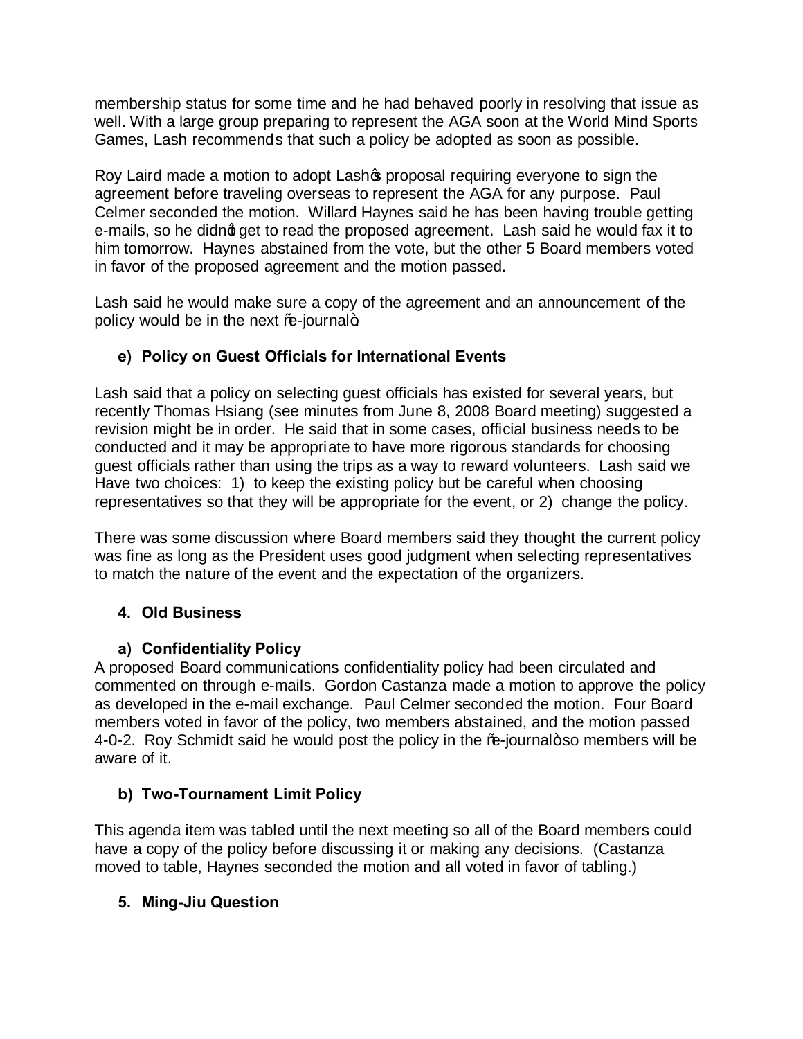membership status for some time and he had behaved poorly in resolving that issue as well. With a large group preparing to represent the AGA soon at the World Mind Sports Games, Lash recommends that such a policy be adopted as soon as possible.

Roy Laird made a motion to adopt Lash's proposal requiring everyone to sign the agreement before traveling overseas to represent the AGA for any purpose. Paul Celmer seconded the motion. Willard Haynes said he has been having trouble getting e-mails, so he didn't get to read the proposed agreement. Lash said he would fax it to him tomorrow. Haynes abstained from the vote, but the other 5 Board members voted in favor of the proposed agreement and the motion passed.

Lash said he would make sure a copy of the agreement and an announcement of the policy would be in the next "e-journal".

### e) Policy on Guest Officials for International Events

Lash said that a policy on selecting guest officials has existed for several years, but recently Thomas Hsiang (see minutes from June 8, 2008 Board meeting) suggested a revision might be in order. He said that in some cases, official business needs to be conducted and it may be appropriate to have more rigorous standards for choosing guest officials rather than using the trips as a way to reward volunteers. Lash said we Have two choices: 1) to keep the existing policy but be careful when choosing representatives so that they will be appropriate for the event, or 2) change the policy.

There was some discussion where Board members said they thought the current policy was fine as long as the President uses good judgment when selecting representatives to match the nature of the event and the expectation of the organizers.

## 4. Old Business

### a) Confidentiality Policy

A proposed Board communications confidentiality policy had been circulated and commented on through e-mails. Gordon Castanza made a motion to approve the policy as developed in the e-mail exchange. Paul Celmer seconded the motion. Four Board members voted in favor of the policy, two members abstained, and the motion passed 4-0-2. Roy Schmidt said he would post the policy in the "e-journal" so members will be aware of it.

### b) Two-Tournament Limit Policy

This agenda item was tabled until the next meeting so all of the Board members could have a copy of the policy before discussing it or making any decisions. (Castanza moved to table, Haynes seconded the motion and all voted in favor of tabling.)

## 5. Ming-Jiu Question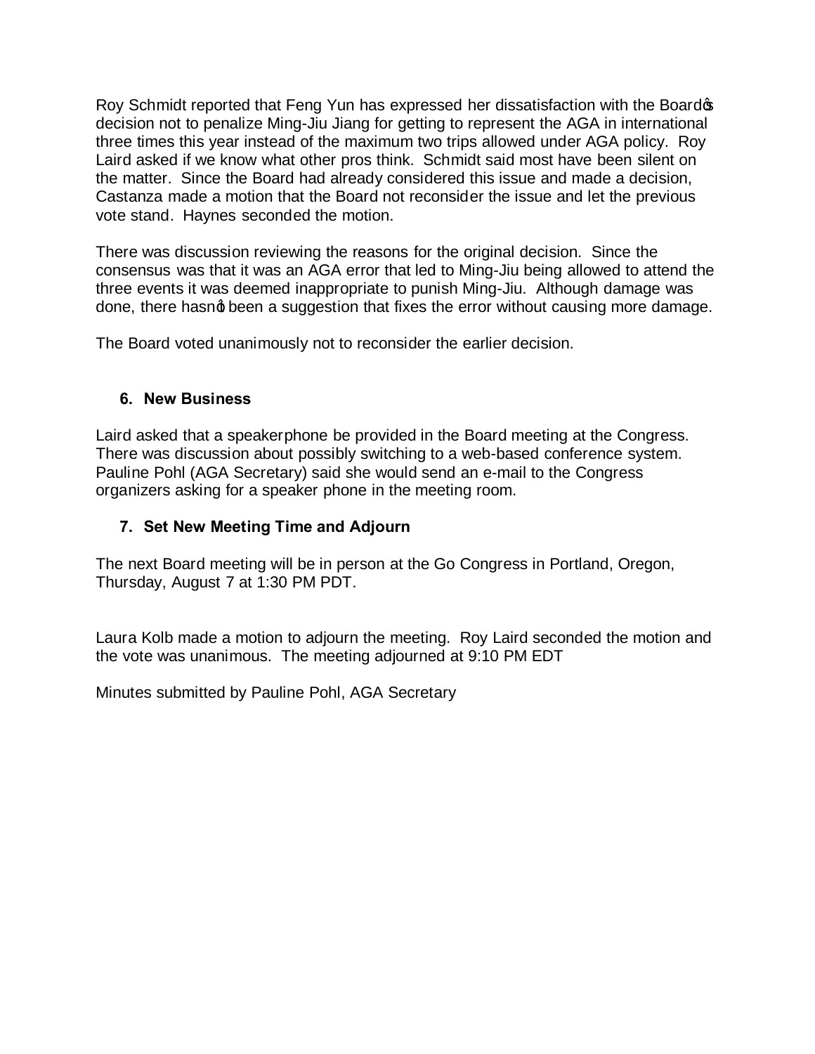Roy Schmidt reported that Feng Yun has expressed her dissatisfaction with the Board's decision not to penalize Ming-Jiu Jiang for getting to represent the AGA in international three times this year instead of the maximum two trips allowed under AGA policy. Roy Laird asked if we know what other pros think. Schmidt said most have been silent on the matter. Since the Board had already considered this issue and made a decision, Castanza made a motion that the Board not reconsider the issue and let the previous vote stand. Haynes seconded the motion.

There was discussion reviewing the reasons for the original decision. Since the consensus was that it was an AGA error that led to Ming-Jiu being allowed to attend the three events it was deemed inappropriate to punish Ming-Jiu. Although damage was done, there hasn't been a suggestion that fixes the error without causing more damage.

The Board voted unanimously not to reconsider the earlier decision.

### 6. New Business

Laird asked that a speakerphone be provided in the Board meeting at the Congress. There was discussion about possibly switching to a web-based conference system. Pauline Pohl (AGA Secretary) said she would send an e-mail to the Congress organizers asking for a speaker phone in the meeting room.

### 7. Set New Meeting Time and Adjourn

The next Board meeting will be in person at the Go Congress in Portland, Oregon, Thursday, August 7 at 1:30 PM PDT.

Laura Kolb made a motion to adjourn the meeting. Roy Laird seconded the motion and the vote was unanimous. The meeting adjourned at 9:10 PM EDT

Minutes submitted by Pauline Pohl, AGA Secretary